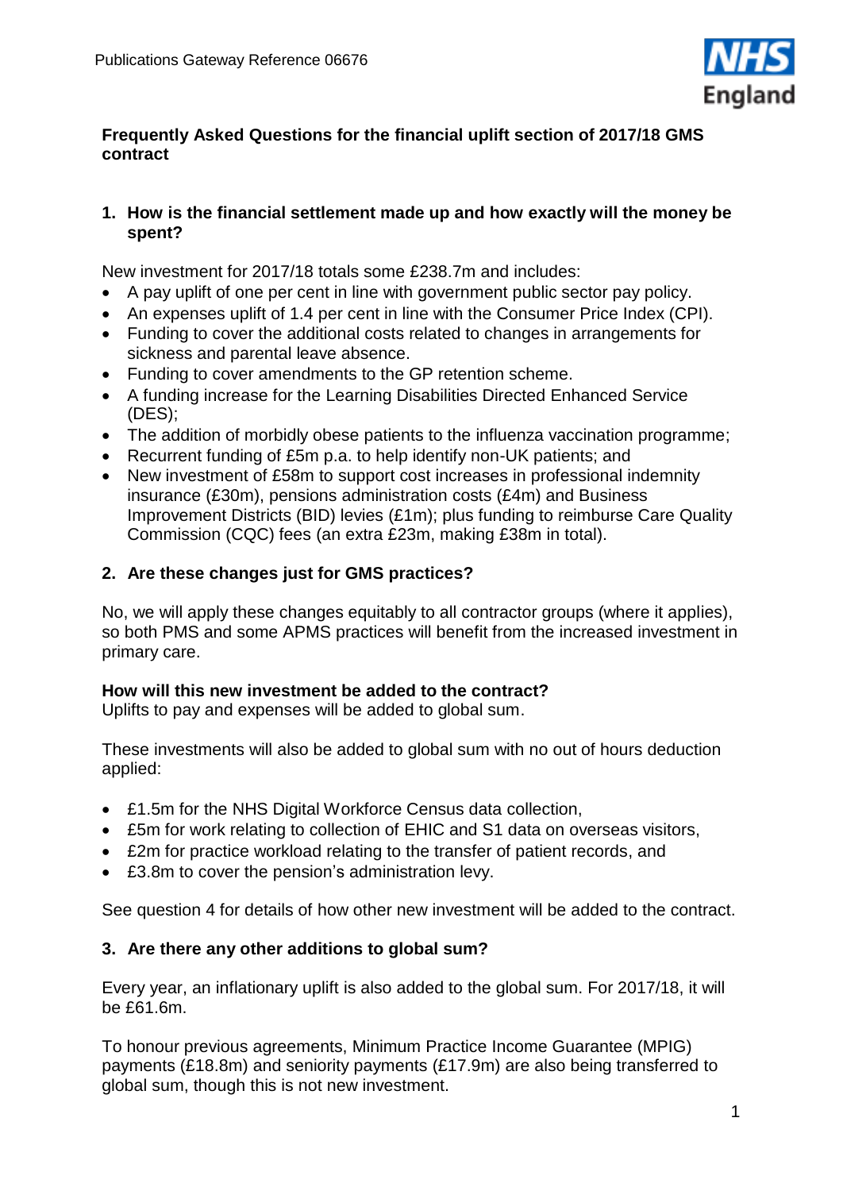Publications Gateway Reference 06676

**Frequently Asked Questions for the financial uplift section of 2017/18 GMS contract**

1. **How is the financial settlement made up and how exactly will the money be spent?**

New investment for 2017/18 totals some £238.7m and includes:

- A pay uplift of one per cent in line with government public sector pay policy.
- An expenses uplift of 1.4 per cent in line with the Consumer Price Index (CPI).
- Funding to cover the additional costs related to changes in arrangements for sickness and parental leave absence.
- Funding to cover amendments to the GP retention scheme.
- A funding increase for the Learning Disabilities Directed Enhanced Service (DES);
- The addition of morbidly obese patients to the influenza vaccination programme;
- Recurrent funding of £5m p.a. to help identify non-UK patients; and
- New investment of £58m to support cost increases in professional indemnity insurance (£30m), pensions administration costs (£4m) and Business Improvement Districts (BID) levies (£1m); plus funding to reimburse Care Quality Commission (CQC) fees (an extra £23m, making £38m in total).

2. **Are these changes just for GMS practices?**

No, we will apply these changes equitably to all contractor groups (where it applies), so both PMS and some APMS practices will benefit from the increased investment in primary care.

**How will this new investment be added to the contract?**

Uplifts to pay and expenses will be added to global sum.

These investments will also be added to global sum with no out of hours deduction applied:

- £1.5m for the NHS Digital Workforce Census data collection,
- £5m for work relating to collection of EHIC and S1 data on overseas visitors,
- £2m for practice workload relating to the transfer of patient records, and
- £3.8m to cover the pension's administration levy.

See question 4 for details of how other new investment will be added to the contract.

3. **Are there any other additions to global sum?**

Every year, an inflationary uplift is also added to the global sum. For 2017/18, it will be £61.6m.

To honour previous agreements, Minimum Practice Income Guarantee (MPIG) payments (£18.8m) and seniority payments (£17.9m) are also being transferred to global sum, though this is not new investment.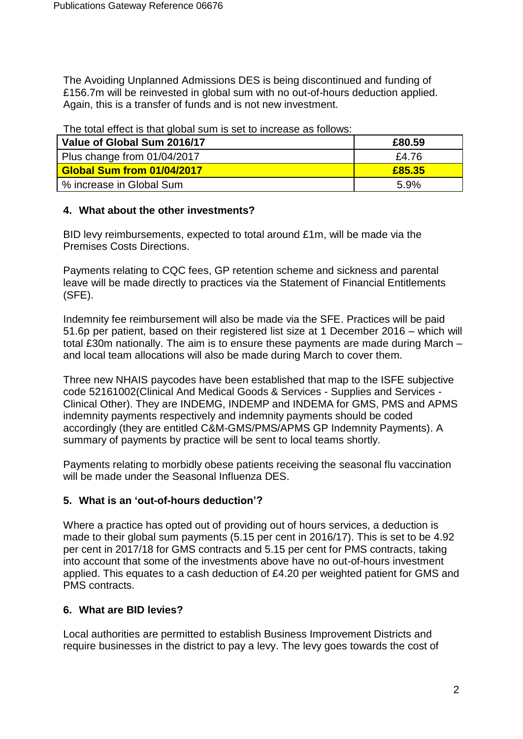The Avoiding Unplanned Admissions DES is being discontinued and funding of £156.7m will be reinvested in global sum with no out-of-hours deduction applied. Again, this is a transfer of funds and is not new investment.

The total effect is that global sum is set to increase as follows:

| Value of Global Sum 2016/17 | £80.59 |
|---|---|
| Plus change from 01/04/2017 | £4.76 |
| **Global Sum from 01/04/2017** | **£85.35** |
| % increase in Global Sum | 5.9% |

### 4. What about the other investments?

BID levy reimbursements, expected to total around £1m, will be made via the Premises Costs Directions.

Payments relating to CQC fees, GP retention scheme and sickness and parental leave will be made directly to practices via the Statement of Financial Entitlements (SFE).

Indemnity fee reimbursement will also be made via the SFE. Practices will be paid 51.6p per patient, based on their registered list size at 1 December 2016 – which will total £30m nationally. The aim is to ensure these payments are made during March – and local team allocations will also be made during March to cover them.

Three new NHAIS paycodes have been established that map to the ISFE subjective code 52161002(Clinical And Medical Goods & Services - Supplies and Services - Clinical Other). They are INDEMG, INDEMP and INDEMA for GMS, PMS and APMS indemnity payments respectively and indemnity payments should be coded accordingly (they are entitled C&M-GMS/PMS/APMS GP Indemnity Payments). A summary of payments by practice will be sent to local teams shortly.

Payments relating to morbidly obese patients receiving the seasonal flu vaccination will be made under the Seasonal Influenza DES.

### 5. What is an 'out-of-hours deduction'?

Where a practice has opted out of providing out of hours services, a deduction is made to their global sum payments (5.15 per cent in 2016/17). This is set to be 4.92 per cent in 2017/18 for GMS contracts and 5.15 per cent for PMS contracts, taking into account that some of the investments above have no out-of-hours investment applied. This equates to a cash deduction of £4.20 per weighted patient for GMS and PMS contracts.

### 6. What are BID levies?

Local authorities are permitted to establish Business Improvement Districts and require businesses in the district to pay a levy. The levy goes towards the cost of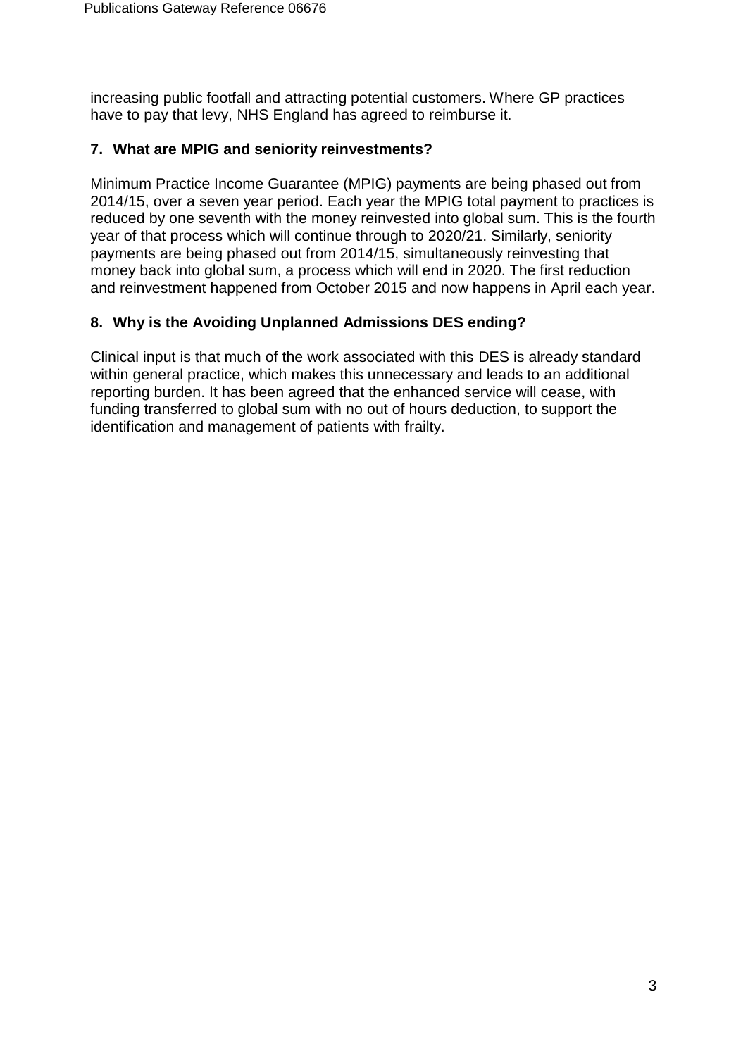increasing public footfall and attracting potential customers. Where GP practices have to pay that levy, NHS England has agreed to reimburse it.

### 7. What are MPIG and seniority reinvestments?

Minimum Practice Income Guarantee (MPIG) payments are being phased out from 2014/15, over a seven year period. Each year the MPIG total payment to practices is reduced by one seventh with the money reinvested into global sum. This is the fourth year of that process which will continue through to 2020/21. Similarly, seniority payments are being phased out from 2014/15, simultaneously reinvesting that money back into global sum, a process which will end in 2020. The first reduction and reinvestment happened from October 2015 and now happens in April each year.

### 8. Why is the Avoiding Unplanned Admissions DES ending?

Clinical input is that much of the work associated with this DES is already standard within general practice, which makes this unnecessary and leads to an additional reporting burden. It has been agreed that the enhanced service will cease, with funding transferred to global sum with no out of hours deduction, to support the identification and management of patients with frailty.